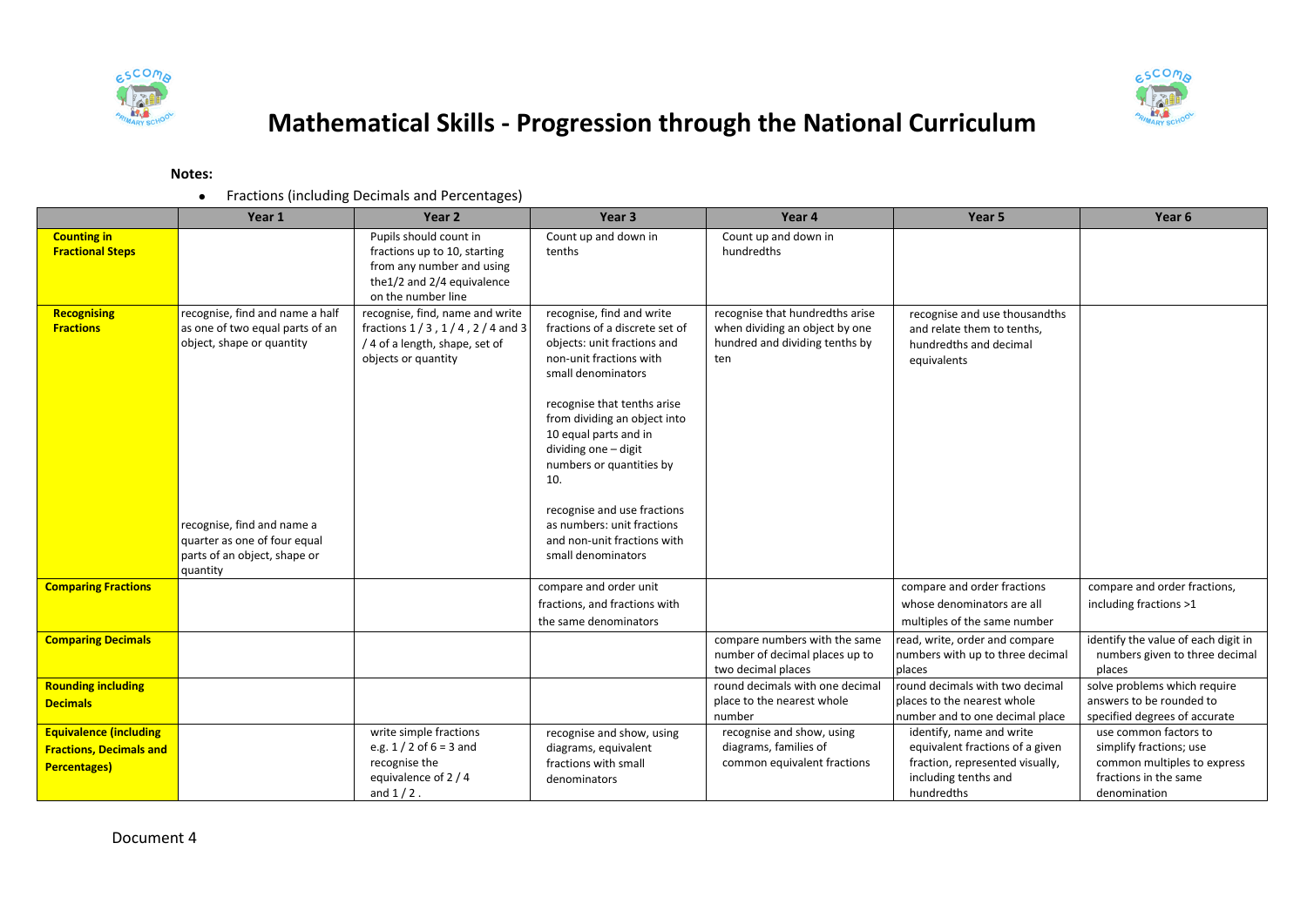# Mathematical Skills - Progression through the National Curriculum

**Notes:**

- Fractions (including Decimals and Percentages)

| | Year 1 | Year 2 | Year 3 | Year 4 | Year 5 | Year 6 |
|---|---|---|---|---|---|---|
| **Counting in Fractional Steps** | | Pupils should count in fractions up to 10, starting from any number and using the1/2 and 2/4 equivalence on the number line | Count up and down in tenths | Count up and down in hundredths | | |
| **Recognising Fractions** | recognise, find and name a half as one of two equal parts of an object, shape or quantity<br><br>recognise, find and name a quarter as one of four equal parts of an object, shape or quantity | recognise, find, name and write fractions 1 / 3 , 1 / 4 , 2 / 4 and 3 / 4 of a length, shape, set of objects or quantity | recognise, find and write fractions of a discrete set of objects: unit fractions and non-unit fractions with small denominators<br><br>recognise that tenths arise from dividing an object into 10 equal parts and in dividing one – digit numbers or quantities by 10.<br><br>recognise and use fractions as numbers: unit fractions and non-unit fractions with small denominators | recognise that hundredths arise when dividing an object by one hundred and dividing tenths by ten | recognise and use thousandths and relate them to tenths, hundredths and decimal equivalents | |
| **Comparing Fractions** | | | compare and order unit fractions, and fractions with the same denominators | | compare and order fractions whose denominators are all multiples of the same number | compare and order fractions, including fractions >1 |
| **Comparing Decimals** | | | | compare numbers with the same number of decimal places up to two decimal places | read, write, order and compare numbers with up to three decimal places | identify the value of each digit in numbers given to three decimal places |
| **Rounding including Decimals** | | | | round decimals with one decimal place to the nearest whole number | round decimals with two decimal places to the nearest whole number and to one decimal place | solve problems which require answers to be rounded to specified degrees of accurate |
| **Equivalence (including Fractions, Decimals and Percentages)** | | write simple fractions e.g. 1 / 2 of 6 = 3 and recognise the equivalence of 2 / 4 and 1 / 2 . | recognise and show, using diagrams, equivalent fractions with small denominators | recognise and show, using diagrams, families of common equivalent fractions | identify, name and write equivalent fractions of a given fraction, represented visually, including tenths and hundredths | use common factors to simplify fractions; use common multiples to express fractions in the same denomination |

Document 4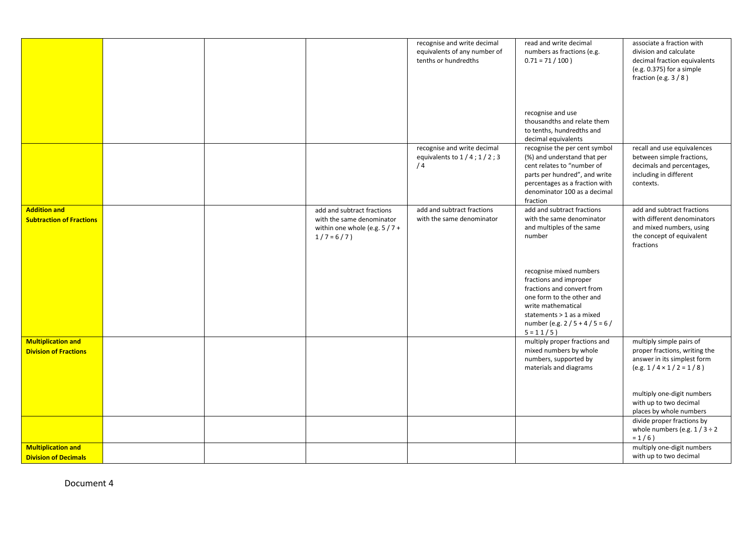| | | | | | | |
|---|---|---|---|---|---|---|
| | | | | recognise and write decimal equivalents of any number of tenths or hundredths | read and write decimal numbers as fractions (e.g. 0.71 = 71 / 100 ) | associate a fraction with division and calculate decimal fraction equivalents (e.g. 0.375) for a simple fraction (e.g. 3 / 8 ) |
| | | | | | recognise and use thousandths and relate them to tenths, hundredths and decimal equivalents | |
| | | | | recognise and write decimal equivalents to 1 / 4 ; 1 / 2 ; 3 / 4 | recognise the per cent symbol (%) and understand that per cent relates to "number of parts per hundred", and write percentages as a fraction with denominator 100 as a decimal fraction | recall and use equivalences between simple fractions, decimals and percentages, including in different contexts. |
| **Addition and Subtraction of Fractions** | | | add and subtract fractions with the same denominator within one whole (e.g. 5 / 7 + 1 / 7 = 6 / 7 ) | add and subtract fractions with the same denominator | add and subtract fractions with the same denominator and multiples of the same number | add and subtract fractions with different denominators and mixed numbers, using the concept of equivalent fractions |
| | | | | | recognise mixed numbers fractions and improper fractions and convert from one form to the other and write mathematical statements > 1 as a mixed number (e.g. 2 / 5 + 4 / 5 = 6 / 5 = 1 1 / 5 ) | |
| **Multiplication and Division of Fractions** | | | | | multiply proper fractions and mixed numbers by whole numbers, supported by materials and diagrams | multiply simple pairs of proper fractions, writing the answer in its simplest form (e.g. 1 / 4 × 1 / 2 = 1 / 8 ) |
| | | | | | | multiply one-digit numbers with up to two decimal places by whole numbers |
| | | | | | | divide proper fractions by whole numbers (e.g. 1 / 3 ÷ 2 = 1 / 6 ) |
| **Multiplication and Division of Decimals** | | | | | | multiply one-digit numbers with up to two decimal |

Document 4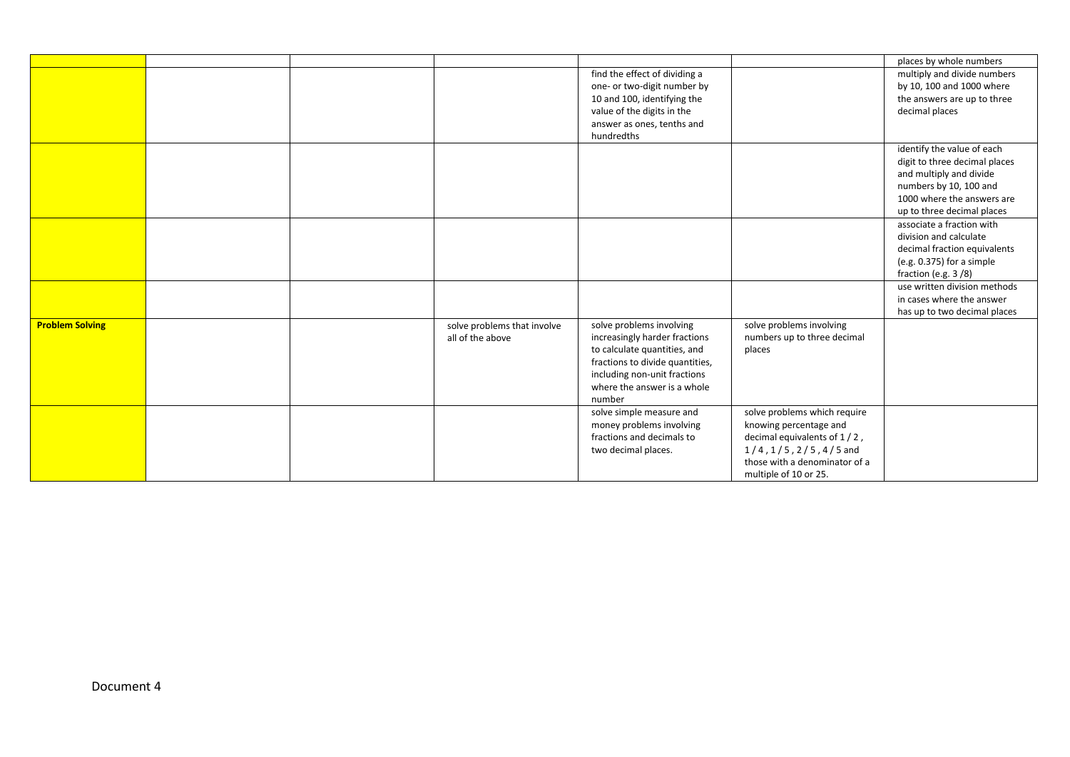| | | | | | | |
|---|---|---|---|---|---|---|
| | | | | | | places by whole numbers |
| | | | | find the effect of dividing a one- or two-digit number by 10 and 100, identifying the value of the digits in the answer as ones, tenths and hundredths | | multiply and divide numbers by 10, 100 and 1000 where the answers are up to three decimal places |
| | | | | | | identify the value of each digit to three decimal places and multiply and divide numbers by 10, 100 and 1000 where the answers are up to three decimal places |
| | | | | | | associate a fraction with division and calculate decimal fraction equivalents (e.g. 0.375) for a simple fraction (e.g. 3 /8) |
| | | | | | | use written division methods in cases where the answer has up to two decimal places |
| **Problem Solving** | | | solve problems that involve all of the above | solve problems involving increasingly harder fractions to calculate quantities, and fractions to divide quantities, including non-unit fractions where the answer is a whole number | solve problems involving numbers up to three decimal places | |
| | | | | solve simple measure and money problems involving fractions and decimals to two decimal places. | solve problems which require knowing percentage and decimal equivalents of 1 / 2 , 1 / 4 , 1 / 5 , 2 / 5 , 4 / 5 and those with a denominator of a multiple of 10 or 25. | |

Document 4